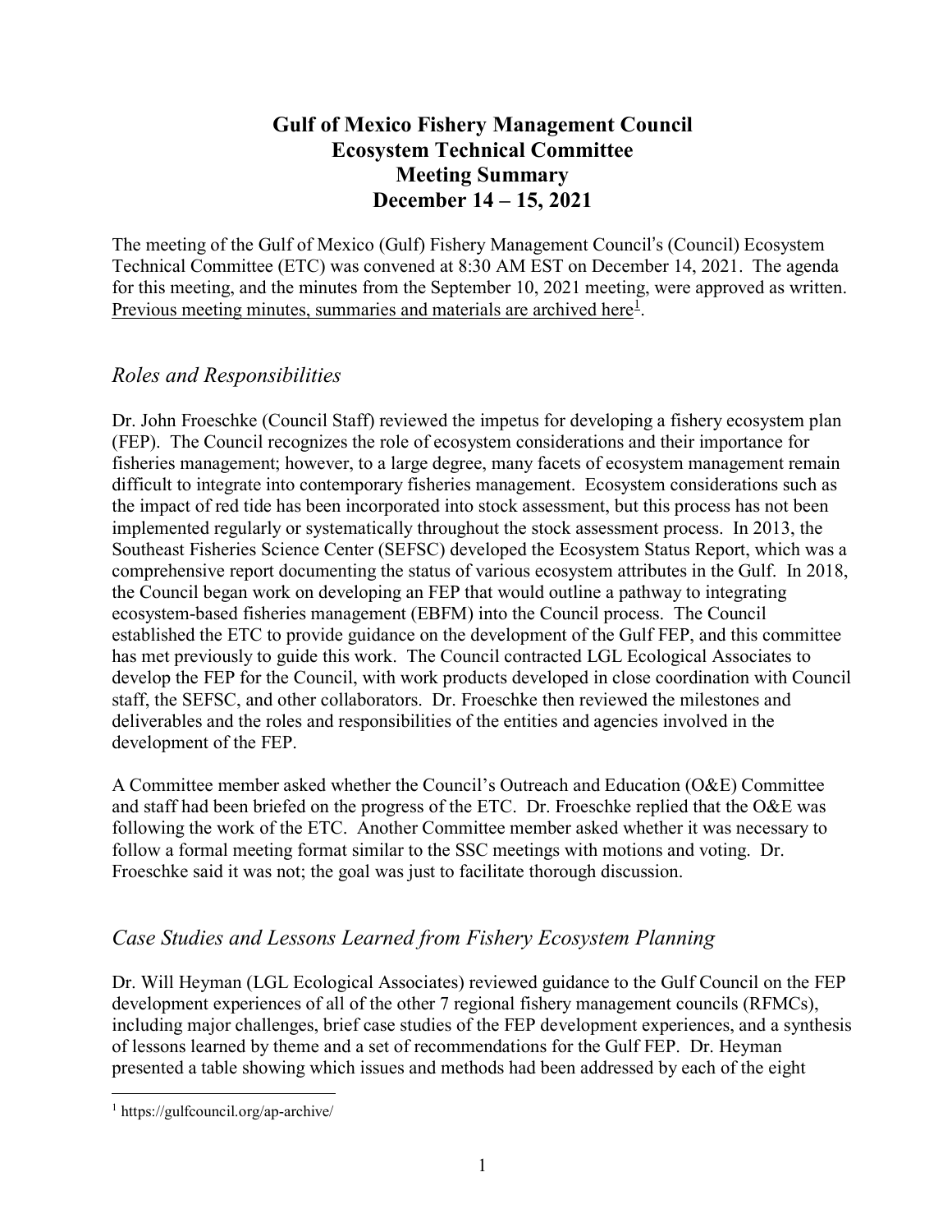# Gulf of Mexico Fishery Management Council
# Ecosystem Technical Committee
# Meeting Summary
# December 14 – 15, 2021

The meeting of the Gulf of Mexico (Gulf) Fishery Management Council's (Council) Ecosystem Technical Committee (ETC) was convened at 8:30 AM EST on December 14, 2021. The agenda for this meeting, and the minutes from the September 10, 2021 meeting, were approved as written. Previous meeting minutes, summaries and materials are archived here[1].

## *Roles and Responsibilities*

Dr. John Froeschke (Council Staff) reviewed the impetus for developing a fishery ecosystem plan (FEP). The Council recognizes the role of ecosystem considerations and their importance for fisheries management; however, to a large degree, many facets of ecosystem management remain difficult to integrate into contemporary fisheries management. Ecosystem considerations such as the impact of red tide has been incorporated into stock assessment, but this process has not been implemented regularly or systematically throughout the stock assessment process. In 2013, the Southeast Fisheries Science Center (SEFSC) developed the Ecosystem Status Report, which was a comprehensive report documenting the status of various ecosystem attributes in the Gulf. In 2018, the Council began work on developing an FEP that would outline a pathway to integrating ecosystem-based fisheries management (EBFM) into the Council process. The Council established the ETC to provide guidance on the development of the Gulf FEP, and this committee has met previously to guide this work. The Council contracted LGL Ecological Associates to develop the FEP for the Council, with work products developed in close coordination with Council staff, the SEFSC, and other collaborators. Dr. Froeschke then reviewed the milestones and deliverables and the roles and responsibilities of the entities and agencies involved in the development of the FEP.

A Committee member asked whether the Council's Outreach and Education (O&E) Committee and staff had been briefed on the progress of the ETC. Dr. Froeschke replied that the O&E was following the work of the ETC. Another Committee member asked whether it was necessary to follow a formal meeting format similar to the SSC meetings with motions and voting. Dr. Froeschke said it was not; the goal was just to facilitate thorough discussion.

## *Case Studies and Lessons Learned from Fishery Ecosystem Planning*

Dr. Will Heyman (LGL Ecological Associates) reviewed guidance to the Gulf Council on the FEP development experiences of all of the other 7 regional fishery management councils (RFMCs), including major challenges, brief case studies of the FEP development experiences, and a synthesis of lessons learned by theme and a set of recommendations for the Gulf FEP. Dr. Heyman presented a table showing which issues and methods had been addressed by each of the eight

[1] https://gulfcouncil.org/ap-archive/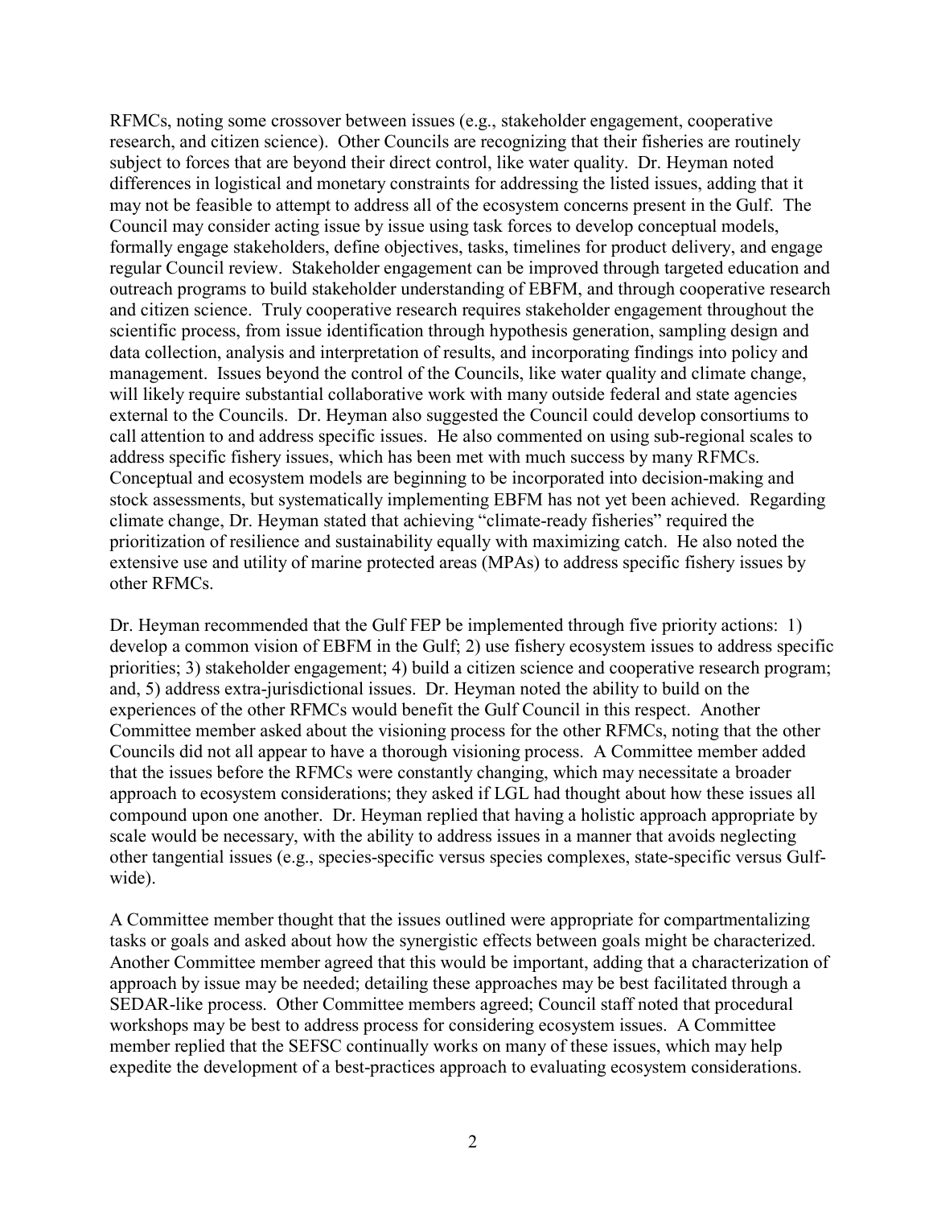RFMCs, noting some crossover between issues (e.g., stakeholder engagement, cooperative research, and citizen science). Other Councils are recognizing that their fisheries are routinely subject to forces that are beyond their direct control, like water quality. Dr. Heyman noted differences in logistical and monetary constraints for addressing the listed issues, adding that it may not be feasible to attempt to address all of the ecosystem concerns present in the Gulf. The Council may consider acting issue by issue using task forces to develop conceptual models, formally engage stakeholders, define objectives, tasks, timelines for product delivery, and engage regular Council review. Stakeholder engagement can be improved through targeted education and outreach programs to build stakeholder understanding of EBFM, and through cooperative research and citizen science. Truly cooperative research requires stakeholder engagement throughout the scientific process, from issue identification through hypothesis generation, sampling design and data collection, analysis and interpretation of results, and incorporating findings into policy and management. Issues beyond the control of the Councils, like water quality and climate change, will likely require substantial collaborative work with many outside federal and state agencies external to the Councils. Dr. Heyman also suggested the Council could develop consortiums to call attention to and address specific issues. He also commented on using sub-regional scales to address specific fishery issues, which has been met with much success by many RFMCs. Conceptual and ecosystem models are beginning to be incorporated into decision-making and stock assessments, but systematically implementing EBFM has not yet been achieved. Regarding climate change, Dr. Heyman stated that achieving "climate-ready fisheries" required the prioritization of resilience and sustainability equally with maximizing catch. He also noted the extensive use and utility of marine protected areas (MPAs) to address specific fishery issues by other RFMCs.

Dr. Heyman recommended that the Gulf FEP be implemented through five priority actions: 1) develop a common vision of EBFM in the Gulf; 2) use fishery ecosystem issues to address specific priorities; 3) stakeholder engagement; 4) build a citizen science and cooperative research program; and, 5) address extra-jurisdictional issues. Dr. Heyman noted the ability to build on the experiences of the other RFMCs would benefit the Gulf Council in this respect. Another Committee member asked about the visioning process for the other RFMCs, noting that the other Councils did not all appear to have a thorough visioning process. A Committee member added that the issues before the RFMCs were constantly changing, which may necessitate a broader approach to ecosystem considerations; they asked if LGL had thought about how these issues all compound upon one another. Dr. Heyman replied that having a holistic approach appropriate by scale would be necessary, with the ability to address issues in a manner that avoids neglecting other tangential issues (e.g., species-specific versus species complexes, state-specific versus Gulf-wide).

A Committee member thought that the issues outlined were appropriate for compartmentalizing tasks or goals and asked about how the synergistic effects between goals might be characterized. Another Committee member agreed that this would be important, adding that a characterization of approach by issue may be needed; detailing these approaches may be best facilitated through a SEDAR-like process. Other Committee members agreed; Council staff noted that procedural workshops may be best to address process for considering ecosystem issues. A Committee member replied that the SEFSC continually works on many of these issues, which may help expedite the development of a best-practices approach to evaluating ecosystem considerations.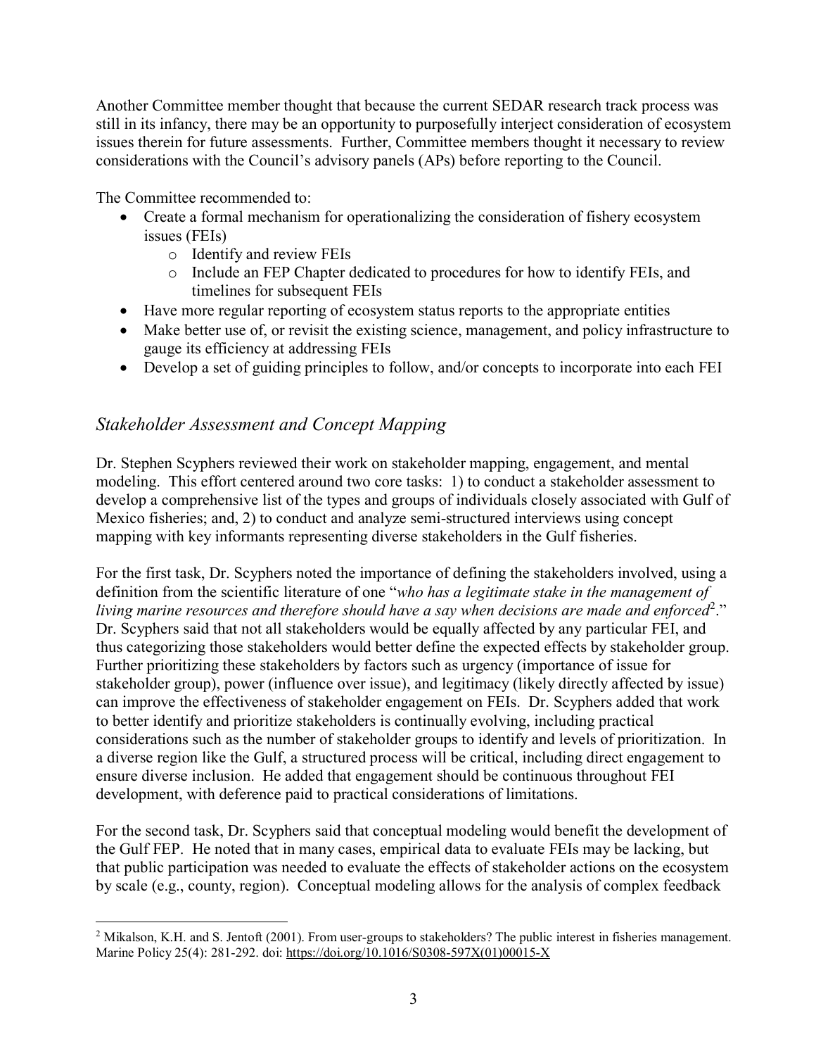Another Committee member thought that because the current SEDAR research track process was still in its infancy, there may be an opportunity to purposefully interject consideration of ecosystem issues therein for future assessments. Further, Committee members thought it necessary to review considerations with the Council's advisory panels (APs) before reporting to the Council.

The Committee recommended to:

- Create a formal mechanism for operationalizing the consideration of fishery ecosystem issues (FEIs)
    - Identify and review FEIs
    - Include an FEP Chapter dedicated to procedures for how to identify FEIs, and timelines for subsequent FEIs
- Have more regular reporting of ecosystem status reports to the appropriate entities
- Make better use of, or revisit the existing science, management, and policy infrastructure to gauge its efficiency at addressing FEIs
- Develop a set of guiding principles to follow, and/or concepts to incorporate into each FEI

## *Stakeholder Assessment and Concept Mapping*

Dr. Stephen Scyphers reviewed their work on stakeholder mapping, engagement, and mental modeling. This effort centered around two core tasks: 1) to conduct a stakeholder assessment to develop a comprehensive list of the types and groups of individuals closely associated with Gulf of Mexico fisheries; and, 2) to conduct and analyze semi-structured interviews using concept mapping with key informants representing diverse stakeholders in the Gulf fisheries.

For the first task, Dr. Scyphers noted the importance of defining the stakeholders involved, using a definition from the scientific literature of one "*who has a legitimate stake in the management of living marine resources and therefore should have a say when decisions are made and enforced*[2]." Dr. Scyphers said that not all stakeholders would be equally affected by any particular FEI, and thus categorizing those stakeholders would better define the expected effects by stakeholder group. Further prioritizing these stakeholders by factors such as urgency (importance of issue for stakeholder group), power (influence over issue), and legitimacy (likely directly affected by issue) can improve the effectiveness of stakeholder engagement on FEIs. Dr. Scyphers added that work to better identify and prioritize stakeholders is continually evolving, including practical considerations such as the number of stakeholder groups to identify and levels of prioritization. In a diverse region like the Gulf, a structured process will be critical, including direct engagement to ensure diverse inclusion. He added that engagement should be continuous throughout FEI development, with deference paid to practical considerations of limitations.

For the second task, Dr. Scyphers said that conceptual modeling would benefit the development of the Gulf FEP. He noted that in many cases, empirical data to evaluate FEIs may be lacking, but that public participation was needed to evaluate the effects of stakeholder actions on the ecosystem by scale (e.g., county, region). Conceptual modeling allows for the analysis of complex feedback

[2] Mikalson, K.H. and S. Jentoft (2001). From user-groups to stakeholders? The public interest in fisheries management. Marine Policy 25(4): 281-292. doi: https://doi.org/10.1016/S0308-597X(01)00015-X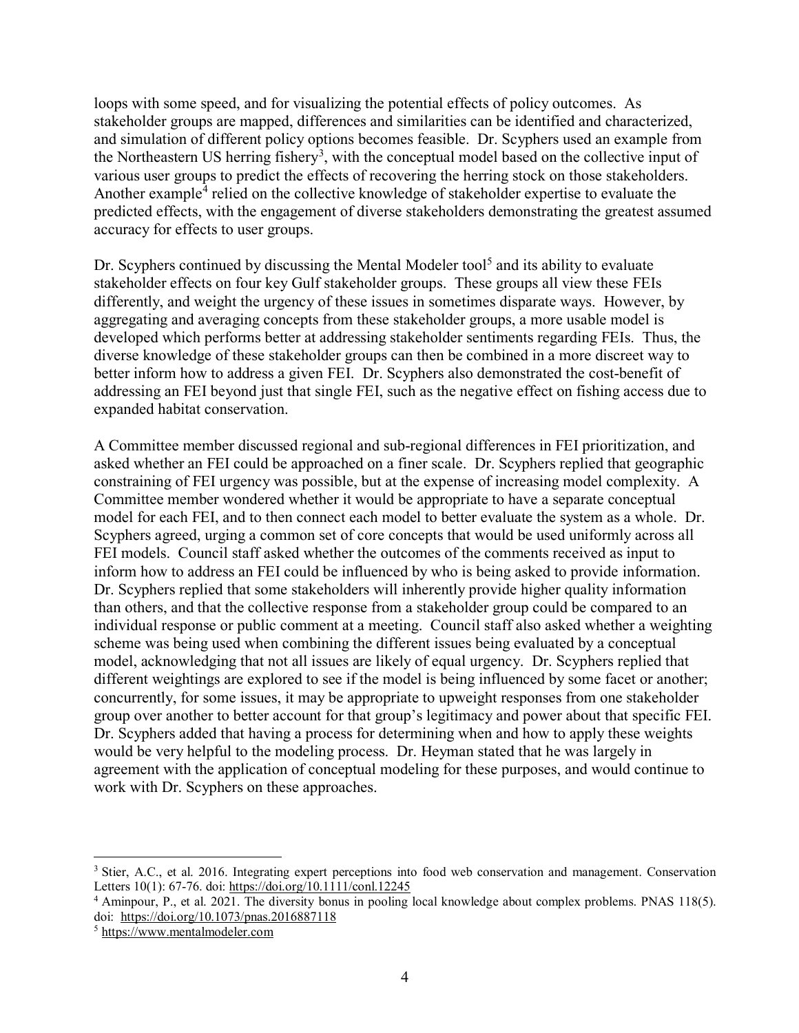loops with some speed, and for visualizing the potential effects of policy outcomes. As stakeholder groups are mapped, differences and similarities can be identified and characterized, and simulation of different policy options becomes feasible. Dr. Scyphers used an example from the Northeastern US herring fishery[3], with the conceptual model based on the collective input of various user groups to predict the effects of recovering the herring stock on those stakeholders. Another example[4] relied on the collective knowledge of stakeholder expertise to evaluate the predicted effects, with the engagement of diverse stakeholders demonstrating the greatest assumed accuracy for effects to user groups.

Dr. Scyphers continued by discussing the Mental Modeler tool[5] and its ability to evaluate stakeholder effects on four key Gulf stakeholder groups. These groups all view these FEIs differently, and weight the urgency of these issues in sometimes disparate ways. However, by aggregating and averaging concepts from these stakeholder groups, a more usable model is developed which performs better at addressing stakeholder sentiments regarding FEIs. Thus, the diverse knowledge of these stakeholder groups can then be combined in a more discreet way to better inform how to address a given FEI. Dr. Scyphers also demonstrated the cost-benefit of addressing an FEI beyond just that single FEI, such as the negative effect on fishing access due to expanded habitat conservation.

A Committee member discussed regional and sub-regional differences in FEI prioritization, and asked whether an FEI could be approached on a finer scale. Dr. Scyphers replied that geographic constraining of FEI urgency was possible, but at the expense of increasing model complexity. A Committee member wondered whether it would be appropriate to have a separate conceptual model for each FEI, and to then connect each model to better evaluate the system as a whole. Dr. Scyphers agreed, urging a common set of core concepts that would be used uniformly across all FEI models. Council staff asked whether the outcomes of the comments received as input to inform how to address an FEI could be influenced by who is being asked to provide information. Dr. Scyphers replied that some stakeholders will inherently provide higher quality information than others, and that the collective response from a stakeholder group could be compared to an individual response or public comment at a meeting. Council staff also asked whether a weighting scheme was being used when combining the different issues being evaluated by a conceptual model, acknowledging that not all issues are likely of equal urgency. Dr. Scyphers replied that different weightings are explored to see if the model is being influenced by some facet or another; concurrently, for some issues, it may be appropriate to upweight responses from one stakeholder group over another to better account for that group's legitimacy and power about that specific FEI. Dr. Scyphers added that having a process for determining when and how to apply these weights would be very helpful to the modeling process. Dr. Heyman stated that he was largely in agreement with the application of conceptual modeling for these purposes, and would continue to work with Dr. Scyphers on these approaches.

---

[3] Stier, A.C., et al. 2016. Integrating expert perceptions into food web conservation and management. Conservation Letters 10(1): 67-76. doi: https://doi.org/10.1111/conl.12245

[4] Aminpour, P., et al. 2021. The diversity bonus in pooling local knowledge about complex problems. PNAS 118(5). doi: https://doi.org/10.1073/pnas.2016887118

[5] https://www.mentalmodeler.com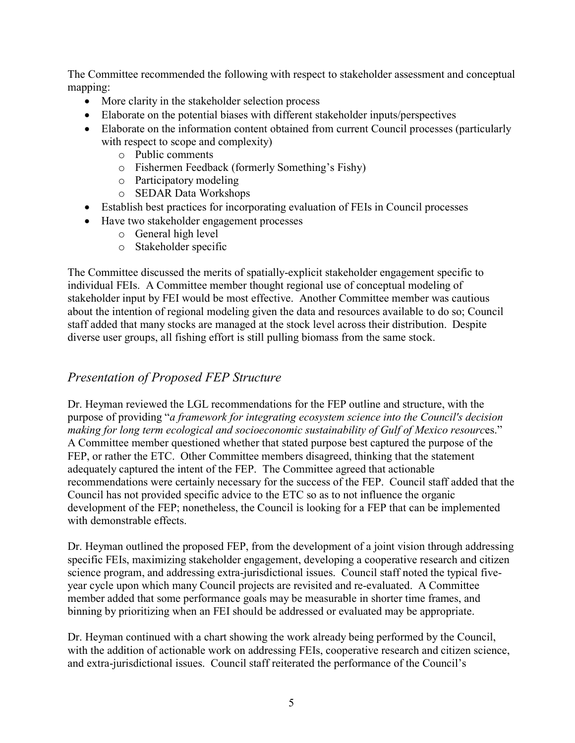The Committee recommended the following with respect to stakeholder assessment and conceptual mapping:

- More clarity in the stakeholder selection process
- Elaborate on the potential biases with different stakeholder inputs/perspectives
- Elaborate on the information content obtained from current Council processes (particularly with respect to scope and complexity)
    - Public comments
    - Fishermen Feedback (formerly Something's Fishy)
    - Participatory modeling
    - SEDAR Data Workshops
- Establish best practices for incorporating evaluation of FEIs in Council processes
- Have two stakeholder engagement processes
    - General high level
    - Stakeholder specific

The Committee discussed the merits of spatially-explicit stakeholder engagement specific to individual FEIs. A Committee member thought regional use of conceptual modeling of stakeholder input by FEI would be most effective. Another Committee member was cautious about the intention of regional modeling given the data and resources available to do so; Council staff added that many stocks are managed at the stock level across their distribution. Despite diverse user groups, all fishing effort is still pulling biomass from the same stock.

## *Presentation of Proposed FEP Structure*

Dr. Heyman reviewed the LGL recommendations for the FEP outline and structure, with the purpose of providing "*a framework for integrating ecosystem science into the Council's decision making for long term ecological and socioeconomic sustainability of Gulf of Mexico resourc*es." A Committee member questioned whether that stated purpose best captured the purpose of the FEP, or rather the ETC. Other Committee members disagreed, thinking that the statement adequately captured the intent of the FEP. The Committee agreed that actionable recommendations were certainly necessary for the success of the FEP. Council staff added that the Council has not provided specific advice to the ETC so as to not influence the organic development of the FEP; nonetheless, the Council is looking for a FEP that can be implemented with demonstrable effects.

Dr. Heyman outlined the proposed FEP, from the development of a joint vision through addressing specific FEIs, maximizing stakeholder engagement, developing a cooperative research and citizen science program, and addressing extra-jurisdictional issues. Council staff noted the typical five-year cycle upon which many Council projects are revisited and re-evaluated. A Committee member added that some performance goals may be measurable in shorter time frames, and binning by prioritizing when an FEI should be addressed or evaluated may be appropriate.

Dr. Heyman continued with a chart showing the work already being performed by the Council, with the addition of actionable work on addressing FEIs, cooperative research and citizen science, and extra-jurisdictional issues. Council staff reiterated the performance of the Council's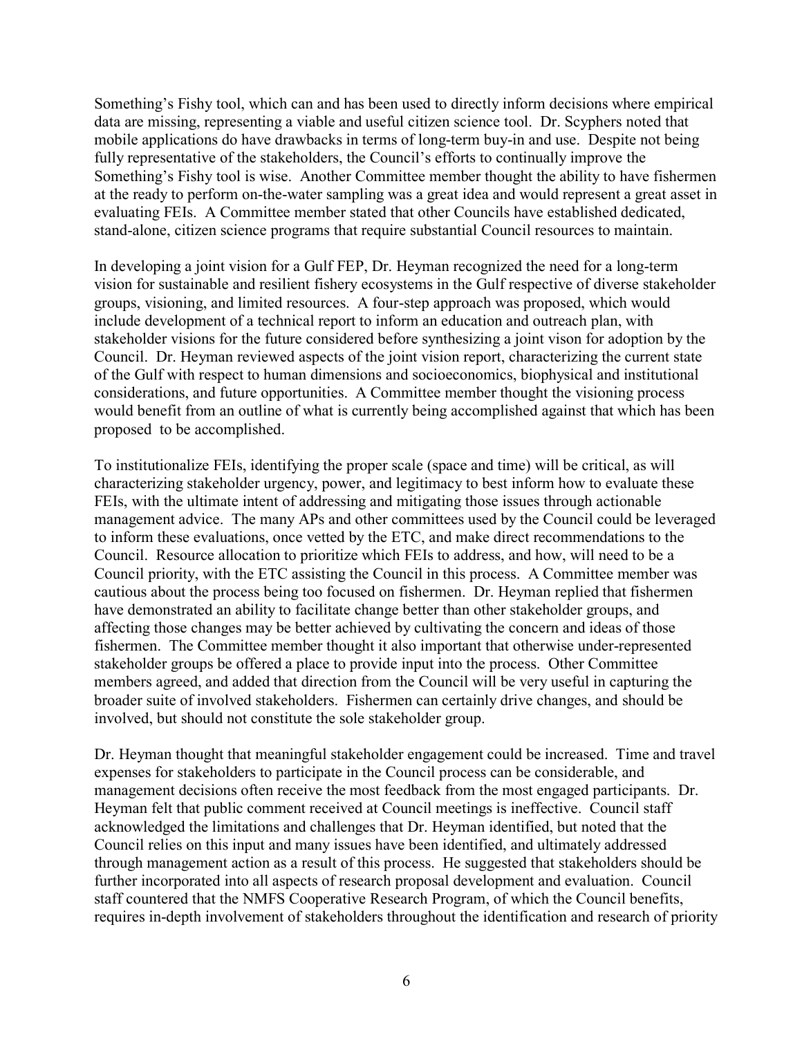Something's Fishy tool, which can and has been used to directly inform decisions where empirical data are missing, representing a viable and useful citizen science tool. Dr. Scyphers noted that mobile applications do have drawbacks in terms of long-term buy-in and use. Despite not being fully representative of the stakeholders, the Council's efforts to continually improve the Something's Fishy tool is wise. Another Committee member thought the ability to have fishermen at the ready to perform on-the-water sampling was a great idea and would represent a great asset in evaluating FEIs. A Committee member stated that other Councils have established dedicated, stand-alone, citizen science programs that require substantial Council resources to maintain.

In developing a joint vision for a Gulf FEP, Dr. Heyman recognized the need for a long-term vision for sustainable and resilient fishery ecosystems in the Gulf respective of diverse stakeholder groups, visioning, and limited resources. A four-step approach was proposed, which would include development of a technical report to inform an education and outreach plan, with stakeholder visions for the future considered before synthesizing a joint vison for adoption by the Council. Dr. Heyman reviewed aspects of the joint vision report, characterizing the current state of the Gulf with respect to human dimensions and socioeconomics, biophysical and institutional considerations, and future opportunities. A Committee member thought the visioning process would benefit from an outline of what is currently being accomplished against that which has been proposed to be accomplished.

To institutionalize FEIs, identifying the proper scale (space and time) will be critical, as will characterizing stakeholder urgency, power, and legitimacy to best inform how to evaluate these FEIs, with the ultimate intent of addressing and mitigating those issues through actionable management advice. The many APs and other committees used by the Council could be leveraged to inform these evaluations, once vetted by the ETC, and make direct recommendations to the Council. Resource allocation to prioritize which FEIs to address, and how, will need to be a Council priority, with the ETC assisting the Council in this process. A Committee member was cautious about the process being too focused on fishermen. Dr. Heyman replied that fishermen have demonstrated an ability to facilitate change better than other stakeholder groups, and affecting those changes may be better achieved by cultivating the concern and ideas of those fishermen. The Committee member thought it also important that otherwise under-represented stakeholder groups be offered a place to provide input into the process. Other Committee members agreed, and added that direction from the Council will be very useful in capturing the broader suite of involved stakeholders. Fishermen can certainly drive changes, and should be involved, but should not constitute the sole stakeholder group.

Dr. Heyman thought that meaningful stakeholder engagement could be increased. Time and travel expenses for stakeholders to participate in the Council process can be considerable, and management decisions often receive the most feedback from the most engaged participants. Dr. Heyman felt that public comment received at Council meetings is ineffective. Council staff acknowledged the limitations and challenges that Dr. Heyman identified, but noted that the Council relies on this input and many issues have been identified, and ultimately addressed through management action as a result of this process. He suggested that stakeholders should be further incorporated into all aspects of research proposal development and evaluation. Council staff countered that the NMFS Cooperative Research Program, of which the Council benefits, requires in-depth involvement of stakeholders throughout the identification and research of priority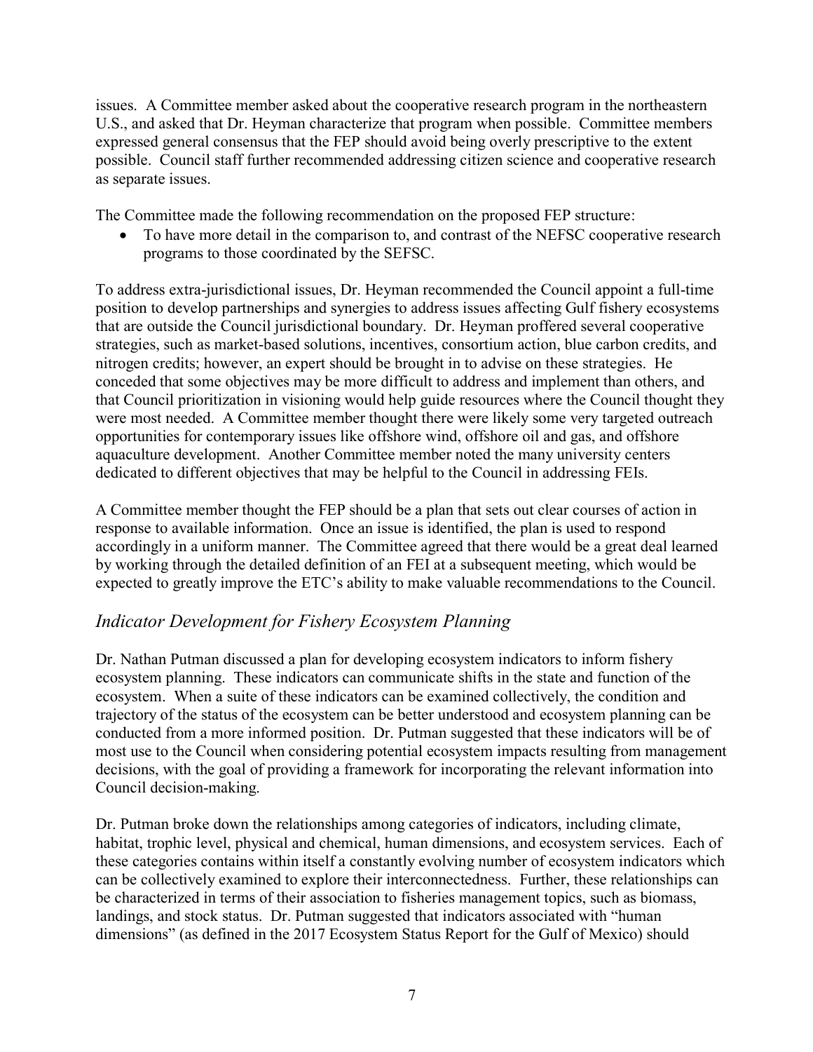issues. A Committee member asked about the cooperative research program in the northeastern U.S., and asked that Dr. Heyman characterize that program when possible. Committee members expressed general consensus that the FEP should avoid being overly prescriptive to the extent possible. Council staff further recommended addressing citizen science and cooperative research as separate issues.

The Committee made the following recommendation on the proposed FEP structure:

- To have more detail in the comparison to, and contrast of the NEFSC cooperative research programs to those coordinated by the SEFSC.

To address extra-jurisdictional issues, Dr. Heyman recommended the Council appoint a full-time position to develop partnerships and synergies to address issues affecting Gulf fishery ecosystems that are outside the Council jurisdictional boundary. Dr. Heyman proffered several cooperative strategies, such as market-based solutions, incentives, consortium action, blue carbon credits, and nitrogen credits; however, an expert should be brought in to advise on these strategies. He conceded that some objectives may be more difficult to address and implement than others, and that Council prioritization in visioning would help guide resources where the Council thought they were most needed. A Committee member thought there were likely some very targeted outreach opportunities for contemporary issues like offshore wind, offshore oil and gas, and offshore aquaculture development. Another Committee member noted the many university centers dedicated to different objectives that may be helpful to the Council in addressing FEIs.

A Committee member thought the FEP should be a plan that sets out clear courses of action in response to available information. Once an issue is identified, the plan is used to respond accordingly in a uniform manner. The Committee agreed that there would be a great deal learned by working through the detailed definition of an FEI at a subsequent meeting, which would be expected to greatly improve the ETC's ability to make valuable recommendations to the Council.

## *Indicator Development for Fishery Ecosystem Planning*

Dr. Nathan Putman discussed a plan for developing ecosystem indicators to inform fishery ecosystem planning. These indicators can communicate shifts in the state and function of the ecosystem. When a suite of these indicators can be examined collectively, the condition and trajectory of the status of the ecosystem can be better understood and ecosystem planning can be conducted from a more informed position. Dr. Putman suggested that these indicators will be of most use to the Council when considering potential ecosystem impacts resulting from management decisions, with the goal of providing a framework for incorporating the relevant information into Council decision-making.

Dr. Putman broke down the relationships among categories of indicators, including climate, habitat, trophic level, physical and chemical, human dimensions, and ecosystem services. Each of these categories contains within itself a constantly evolving number of ecosystem indicators which can be collectively examined to explore their interconnectedness. Further, these relationships can be characterized in terms of their association to fisheries management topics, such as biomass, landings, and stock status. Dr. Putman suggested that indicators associated with "human dimensions" (as defined in the 2017 Ecosystem Status Report for the Gulf of Mexico) should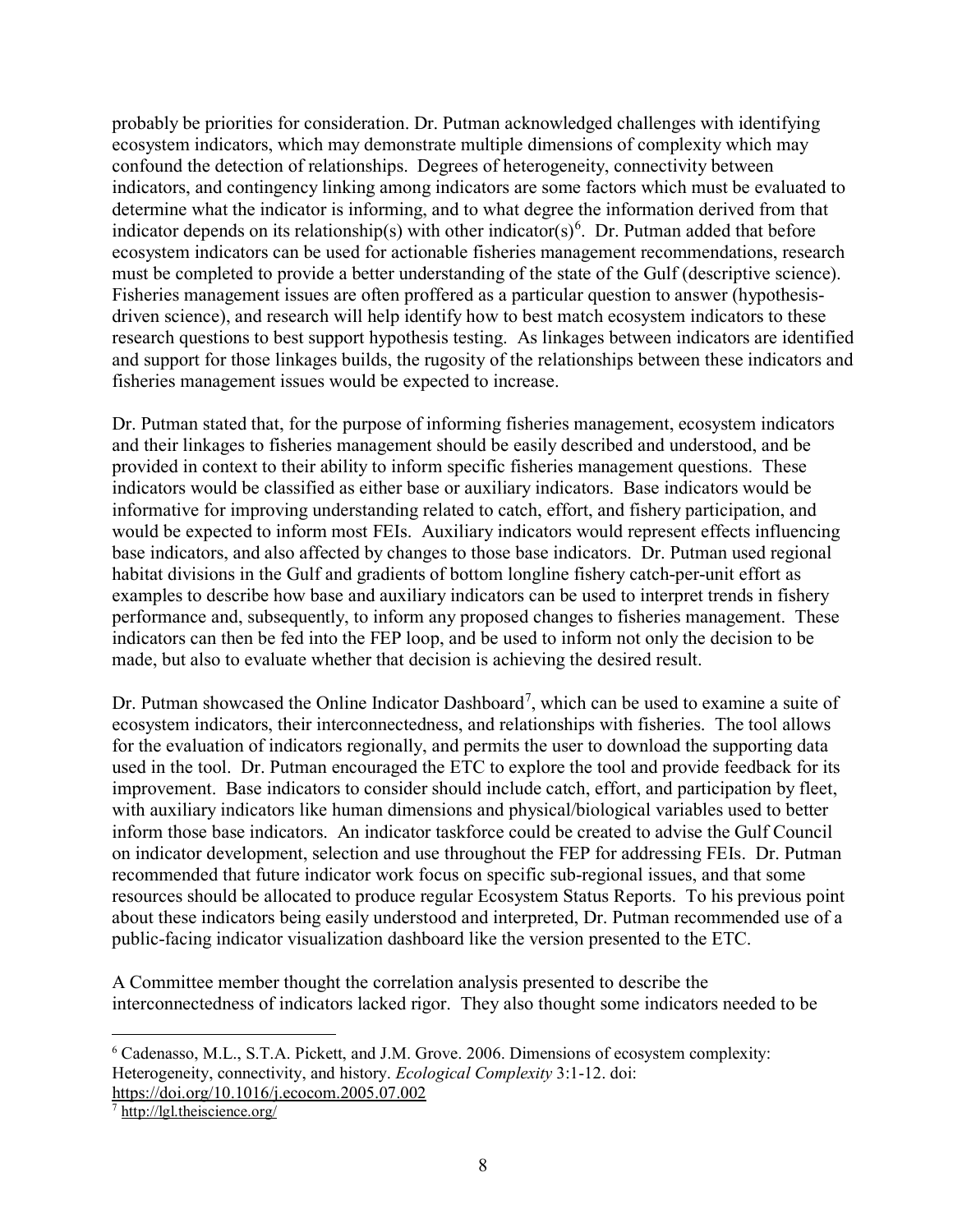probably be priorities for consideration. Dr. Putman acknowledged challenges with identifying ecosystem indicators, which may demonstrate multiple dimensions of complexity which may confound the detection of relationships. Degrees of heterogeneity, connectivity between indicators, and contingency linking among indicators are some factors which must be evaluated to determine what the indicator is informing, and to what degree the information derived from that indicator depends on its relationship(s) with other indicator(s)[6]. Dr. Putman added that before ecosystem indicators can be used for actionable fisheries management recommendations, research must be completed to provide a better understanding of the state of the Gulf (descriptive science). Fisheries management issues are often proffered as a particular question to answer (hypothesis-driven science), and research will help identify how to best match ecosystem indicators to these research questions to best support hypothesis testing. As linkages between indicators are identified and support for those linkages builds, the rugosity of the relationships between these indicators and fisheries management issues would be expected to increase.

Dr. Putman stated that, for the purpose of informing fisheries management, ecosystem indicators and their linkages to fisheries management should be easily described and understood, and be provided in context to their ability to inform specific fisheries management questions. These indicators would be classified as either base or auxiliary indicators. Base indicators would be informative for improving understanding related to catch, effort, and fishery participation, and would be expected to inform most FEIs. Auxiliary indicators would represent effects influencing base indicators, and also affected by changes to those base indicators. Dr. Putman used regional habitat divisions in the Gulf and gradients of bottom longline fishery catch-per-unit effort as examples to describe how base and auxiliary indicators can be used to interpret trends in fishery performance and, subsequently, to inform any proposed changes to fisheries management. These indicators can then be fed into the FEP loop, and be used to inform not only the decision to be made, but also to evaluate whether that decision is achieving the desired result.

Dr. Putman showcased the Online Indicator Dashboard[7], which can be used to examine a suite of ecosystem indicators, their interconnectedness, and relationships with fisheries. The tool allows for the evaluation of indicators regionally, and permits the user to download the supporting data used in the tool. Dr. Putman encouraged the ETC to explore the tool and provide feedback for its improvement. Base indicators to consider should include catch, effort, and participation by fleet, with auxiliary indicators like human dimensions and physical/biological variables used to better inform those base indicators. An indicator taskforce could be created to advise the Gulf Council on indicator development, selection and use throughout the FEP for addressing FEIs. Dr. Putman recommended that future indicator work focus on specific sub-regional issues, and that some resources should be allocated to produce regular Ecosystem Status Reports. To his previous point about these indicators being easily understood and interpreted, Dr. Putman recommended use of a public-facing indicator visualization dashboard like the version presented to the ETC.

A Committee member thought the correlation analysis presented to describe the interconnectedness of indicators lacked rigor. They also thought some indicators needed to be

---

[6] Cadenasso, M.L., S.T.A. Pickett, and J.M. Grove. 2006. Dimensions of ecosystem complexity: Heterogeneity, connectivity, and history. *Ecological Complexity* 3:1-12. doi: https://doi.org/10.1016/j.ecocom.2005.07.002

[7] http://lgl.theiscience.org/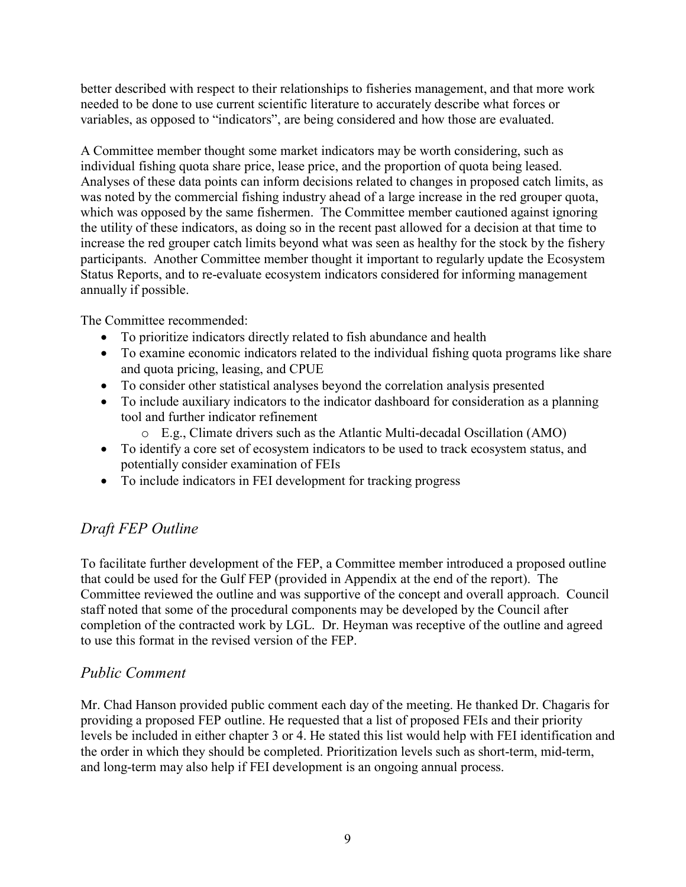better described with respect to their relationships to fisheries management, and that more work needed to be done to use current scientific literature to accurately describe what forces or variables, as opposed to "indicators", are being considered and how those are evaluated.

A Committee member thought some market indicators may be worth considering, such as individual fishing quota share price, lease price, and the proportion of quota being leased. Analyses of these data points can inform decisions related to changes in proposed catch limits, as was noted by the commercial fishing industry ahead of a large increase in the red grouper quota, which was opposed by the same fishermen. The Committee member cautioned against ignoring the utility of these indicators, as doing so in the recent past allowed for a decision at that time to increase the red grouper catch limits beyond what was seen as healthy for the stock by the fishery participants. Another Committee member thought it important to regularly update the Ecosystem Status Reports, and to re-evaluate ecosystem indicators considered for informing management annually if possible.

The Committee recommended:

- To prioritize indicators directly related to fish abundance and health
- To examine economic indicators related to the individual fishing quota programs like share and quota pricing, leasing, and CPUE
- To consider other statistical analyses beyond the correlation analysis presented
- To include auxiliary indicators to the indicator dashboard for consideration as a planning tool and further indicator refinement
  - E.g., Climate drivers such as the Atlantic Multi-decadal Oscillation (AMO)
- To identify a core set of ecosystem indicators to be used to track ecosystem status, and potentially consider examination of FEIs
- To include indicators in FEI development for tracking progress

## *Draft FEP Outline*

To facilitate further development of the FEP, a Committee member introduced a proposed outline that could be used for the Gulf FEP (provided in Appendix at the end of the report). The Committee reviewed the outline and was supportive of the concept and overall approach. Council staff noted that some of the procedural components may be developed by the Council after completion of the contracted work by LGL. Dr. Heyman was receptive of the outline and agreed to use this format in the revised version of the FEP.

## *Public Comment*

Mr. Chad Hanson provided public comment each day of the meeting. He thanked Dr. Chagaris for providing a proposed FEP outline. He requested that a list of proposed FEIs and their priority levels be included in either chapter 3 or 4. He stated this list would help with FEI identification and the order in which they should be completed. Prioritization levels such as short-term, mid-term, and long-term may also help if FEI development is an ongoing annual process.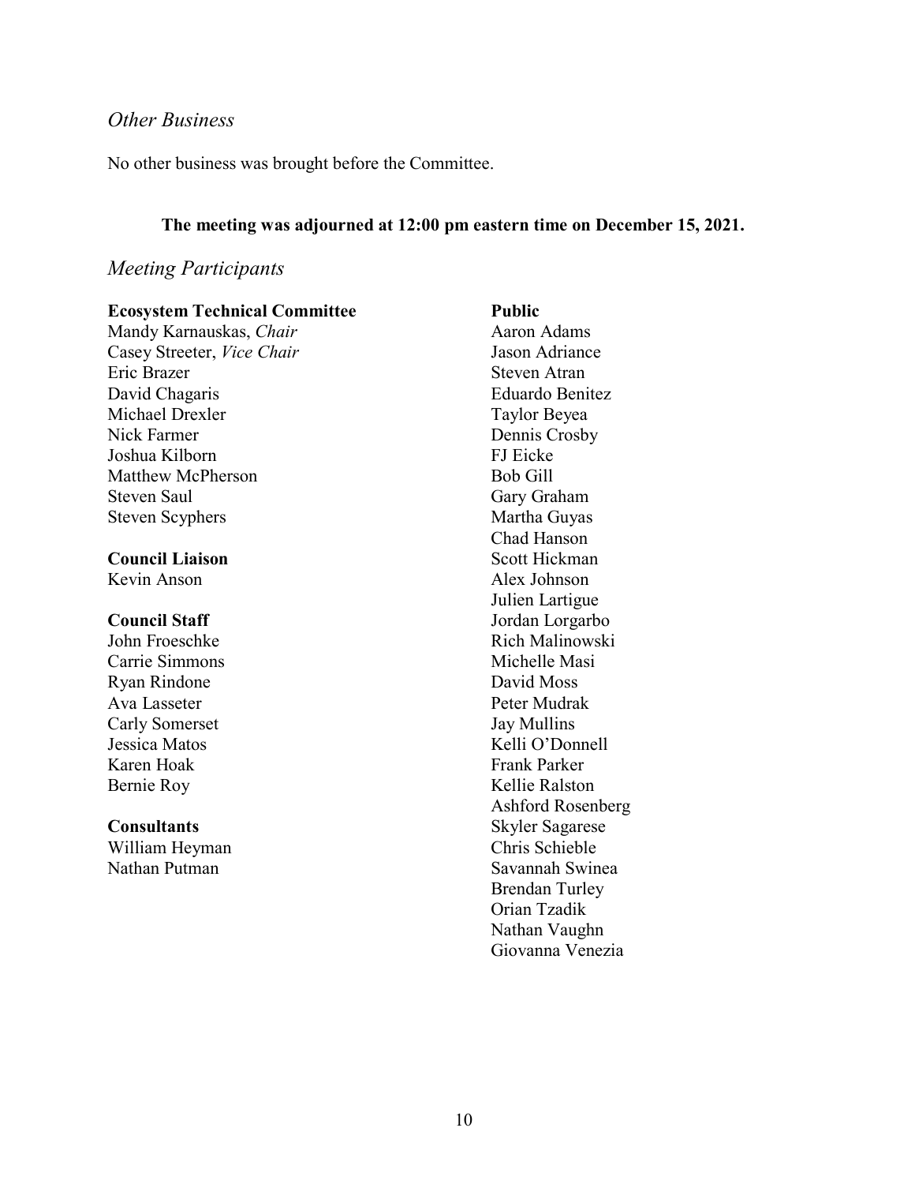## *Other Business*

No other business was brought before the Committee.

**The meeting was adjourned at 12:00 pm eastern time on December 15, 2021.**

## *Meeting Participants*

**Ecosystem Technical Committee**
Mandy Karnauskas, *Chair*
Casey Streeter, *Vice Chair*
Eric Brazer
David Chagaris
Michael Drexler
Nick Farmer
Joshua Kilborn
Matthew McPherson
Steven Saul
Steven Scyphers

**Council Liaison**
Kevin Anson

**Council Staff**
John Froeschke
Carrie Simmons
Ryan Rindone
Ava Lasseter
Carly Somerset
Jessica Matos
Karen Hoak
Bernie Roy

**Consultants**
William Heyman
Nathan Putman

**Public**
Aaron Adams
Jason Adriance
Steven Atran
Eduardo Benitez
Taylor Beyea
Dennis Crosby
FJ Eicke
Bob Gill
Gary Graham
Martha Guyas
Chad Hanson
Scott Hickman
Alex Johnson
Julien Lartigue
Jordan Lorgarbo
Rich Malinowski
Michelle Masi
David Moss
Peter Mudrak
Jay Mullins
Kelli O'Donnell
Frank Parker
Kellie Ralston
Ashford Rosenberg
Skyler Sagarese
Chris Schieble
Savannah Swinea
Brendan Turley
Orian Tzadik
Nathan Vaughn
Giovanna Venezia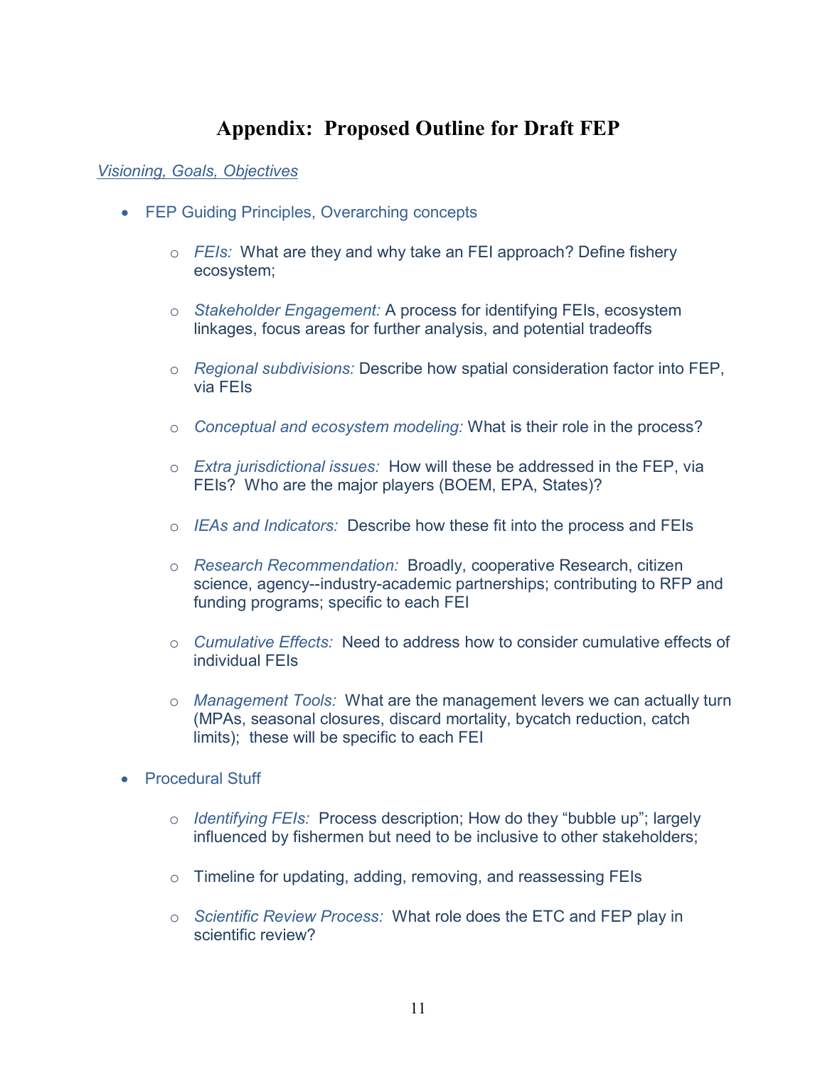## Appendix: Proposed Outline for Draft FEP

*Visioning, Goals, Objectives*

- FEP Guiding Principles, Overarching concepts
  - *FEIs:* What are they and why take an FEI approach? Define fishery ecosystem;
  - *Stakeholder Engagement:* A process for identifying FEIs, ecosystem linkages, focus areas for further analysis, and potential tradeoffs
  - *Regional subdivisions:* Describe how spatial consideration factor into FEP, via FEIs
  - *Conceptual and ecosystem modeling:* What is their role in the process?
  - *Extra jurisdictional issues:* How will these be addressed in the FEP, via FEIs? Who are the major players (BOEM, EPA, States)?
  - *IEAs and Indicators:* Describe how these fit into the process and FEIs
  - *Research Recommendation:* Broadly, cooperative Research, citizen science, agency--industry-academic partnerships; contributing to RFP and funding programs; specific to each FEI
  - *Cumulative Effects:* Need to address how to consider cumulative effects of individual FEIs
  - *Management Tools:* What are the management levers we can actually turn (MPAs, seasonal closures, discard mortality, bycatch reduction, catch limits); these will be specific to each FEI
- Procedural Stuff
  - *Identifying FEIs:* Process description; How do they "bubble up"; largely influenced by fishermen but need to be inclusive to other stakeholders;
  - Timeline for updating, adding, removing, and reassessing FEIs
  - *Scientific Review Process:* What role does the ETC and FEP play in scientific review?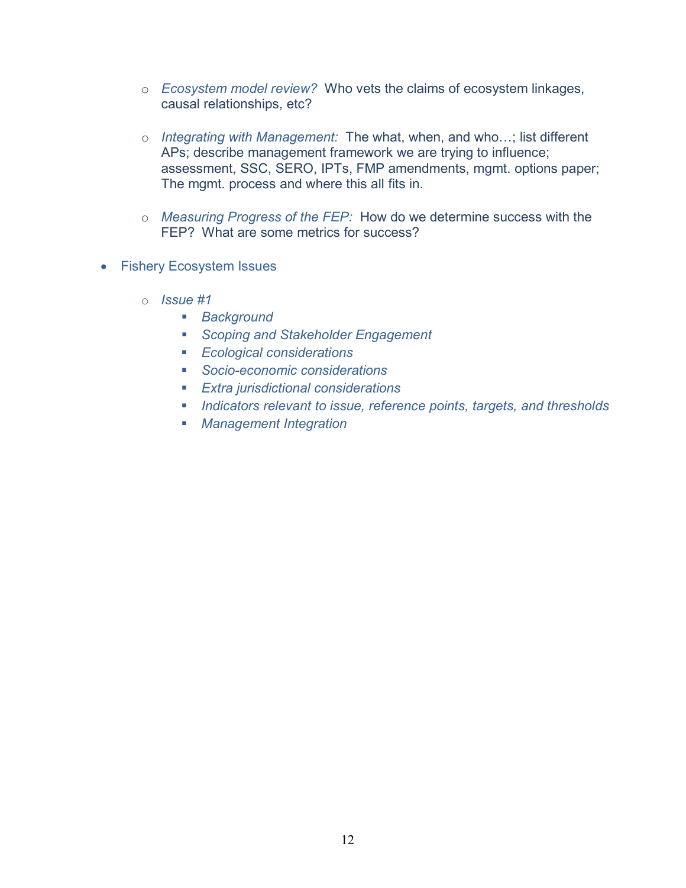- *Ecosystem model review?* Who vets the claims of ecosystem linkages, causal relationships, etc?

  - *Integrating with Management:* The what, when, and who…; list different APs; describe management framework we are trying to influence; assessment, SSC, SERO, IPTs, FMP amendments, mgmt. options paper; The mgmt. process and where this all fits in.

  - *Measuring Progress of the FEP:* How do we determine success with the FEP? What are some metrics for success?

- Fishery Ecosystem Issues

  - *Issue #1*
    - *Background*
    - *Scoping and Stakeholder Engagement*
    - *Ecological considerations*
    - *Socio-economic considerations*
    - *Extra jurisdictional considerations*
    - *Indicators relevant to issue, reference points, targets, and thresholds*
    - *Management Integration*